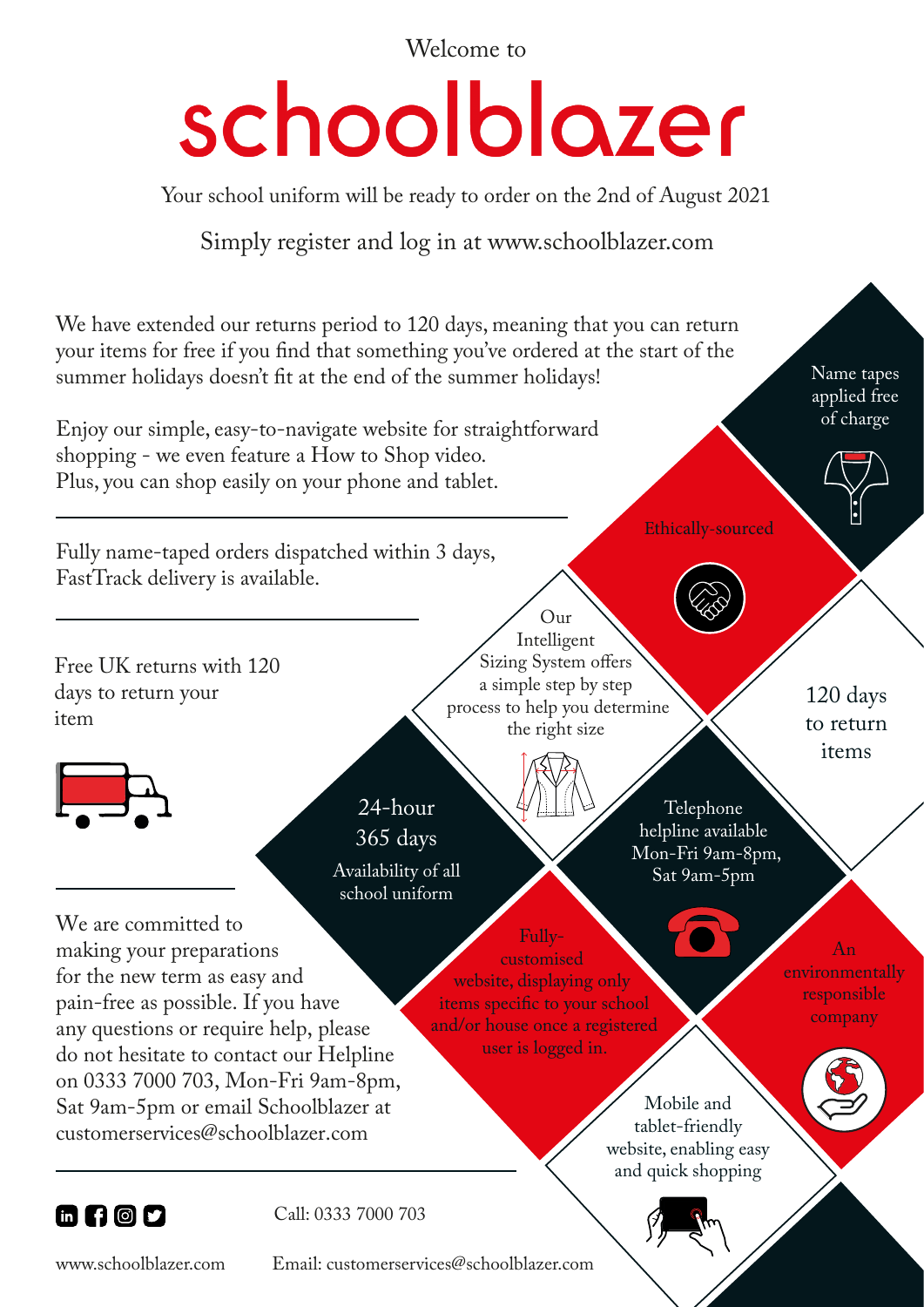Welcome to

# schoolblazer

Your school uniform will be ready to order on the 2nd of August 2021

Simply register and log in at www.schoolblazer.com

We have extended our returns period to 120 days, meaning that you can return your items for free if you find that something you've ordered at the start of the summer holidays doesn't fit at the end of the summer holidays!

Enjoy our simple, easy-to-navigate website for straightforward shopping - we even feature a How to Shop video.
Plus, you can shop easily on your phone and tablet.

---

Fully name-taped orders dispatched within 3 days, FastTrack delivery is available.

---

Free UK returns with 120 days to return your item

---

We are committed to making your preparations for the new term as easy and pain-free as possible. If you have any questions or require help, please do not hesitate to contact our Helpline on 0333 7000 703, Mon-Fri 9am-8pm, Sat 9am-5pm or email Schoolblazer at customerservices@schoolblazer.com

---

Name tapes applied free of charge

Ethically-sourced

Our Intelligent Sizing System offers a simple step by step process to help you determine the right size

120 days to return items

24-hour 365 days Availability of all school uniform

Telephone helpline available Mon-Fri 9am-8pm, Sat 9am-5pm

Fully-customised website, displaying only items specific to your school and/or house once a registered user is logged in.

An environmentally responsible company

Mobile and tablet-friendly website, enabling easy and quick shopping

Call: 0333 7000 703

www.schoolblazer.com

Email: customerservices@schoolblazer.com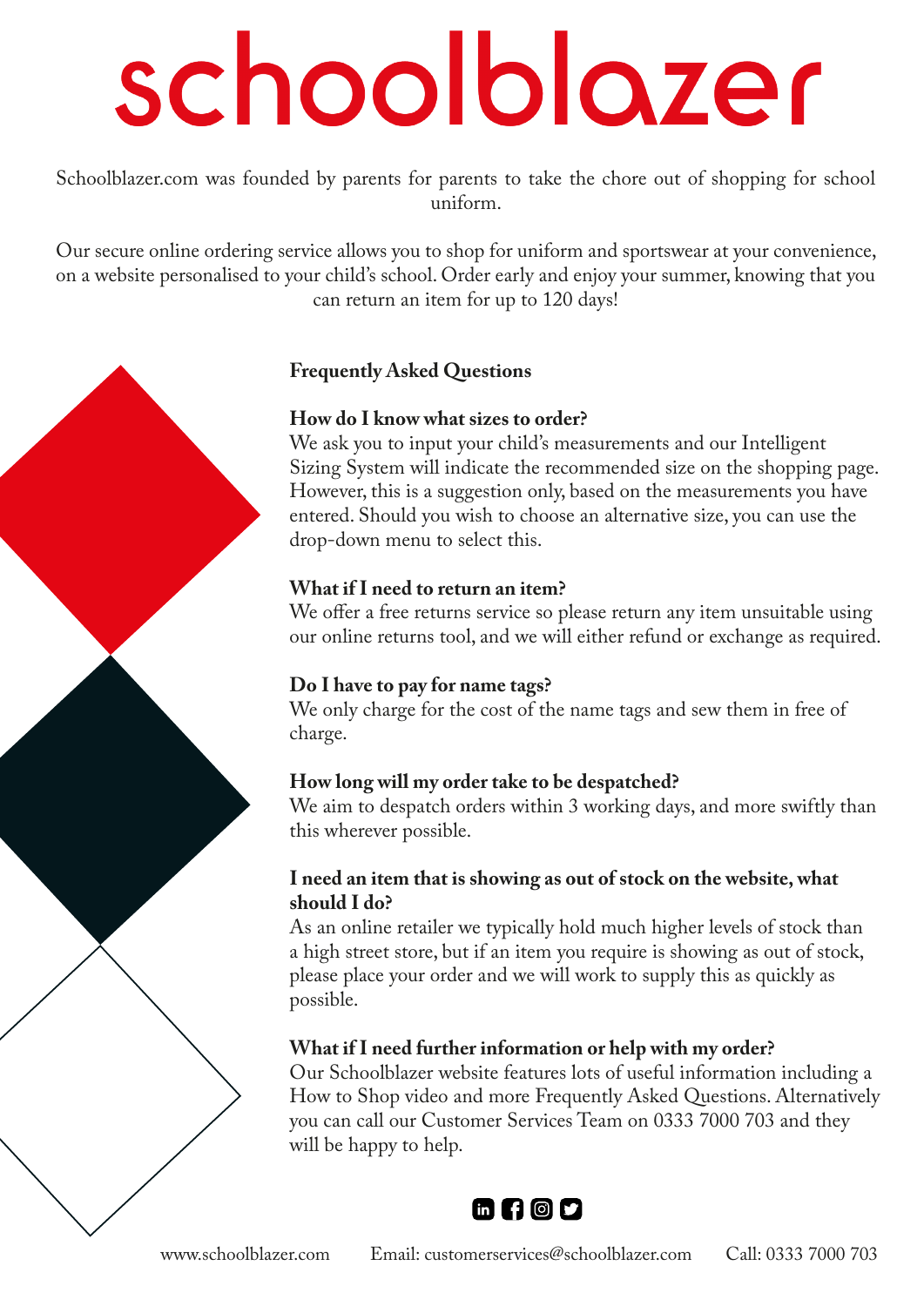# schoolblazer

Schoolblazer.com was founded by parents for parents to take the chore out of shopping for school uniform.

Our secure online ordering service allows you to shop for uniform and sportswear at your convenience, on a website personalised to your child's school. Order early and enjoy your summer, knowing that you can return an item for up to 120 days!

## Frequently Asked Questions

**How do I know what sizes to order?**
We ask you to input your child's measurements and our Intelligent Sizing System will indicate the recommended size on the shopping page. However, this is a suggestion only, based on the measurements you have entered. Should you wish to choose an alternative size, you can use the drop-down menu to select this.

**What if I need to return an item?**
We offer a free returns service so please return any item unsuitable using our online returns tool, and we will either refund or exchange as required.

**Do I have to pay for name tags?**
We only charge for the cost of the name tags and sew them in free of charge.

**How long will my order take to be despatched?**
We aim to despatch orders within 3 working days, and more swiftly than this wherever possible.

**I need an item that is showing as out of stock on the website, what should I do?**
As an online retailer we typically hold much higher levels of stock than a high street store, but if an item you require is showing as out of stock, please place your order and we will work to supply this as quickly as possible.

**What if I need further information or help with my order?**
Our Schoolblazer website features lots of useful information including a How to Shop video and more Frequently Asked Questions. Alternatively you can call our Customer Services Team on 0333 7000 703 and they will be happy to help.

www.schoolblazer.com Email: customerservices@schoolblazer.com Call: 0333 7000 703